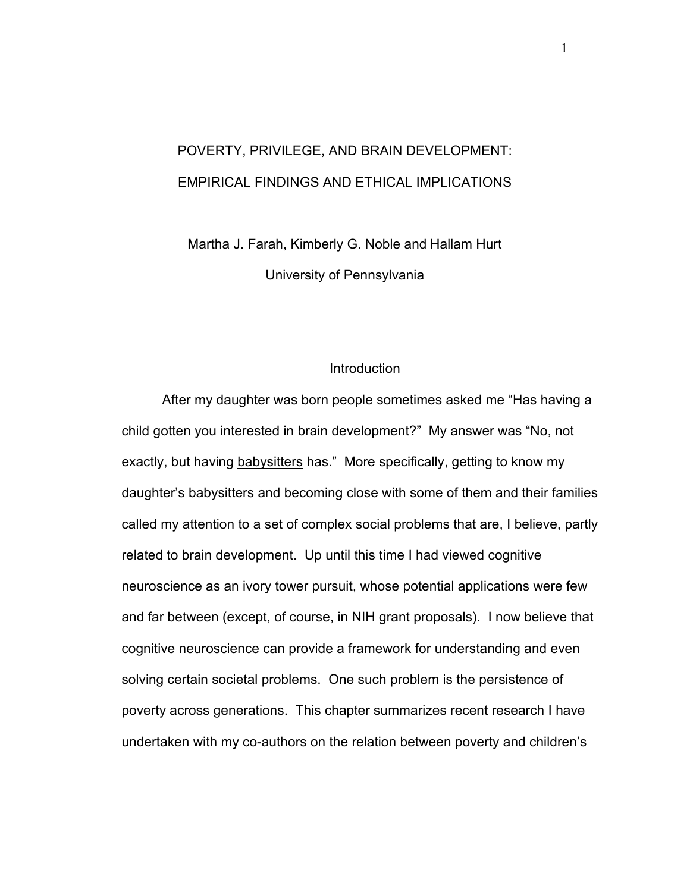# POVERTY, PRIVILEGE, AND BRAIN DEVELOPMENT: EMPIRICAL FINDINGS AND ETHICAL IMPLICATIONS

Martha J. Farah, Kimberly G. Noble and Hallam Hurt

University of Pennsylvania

## Introduction

After my daughter was born people sometimes asked me "Has having a child gotten you interested in brain development?" My answer was "No, not exactly, but having <u>babysitters</u> has." More specifically, getting to know my daughter's babysitters and becoming close with some of them and their families called my attention to a set of complex social problems that are, I believe, partly related to brain development. Up until this time I had viewed cognitive neuroscience as an ivory tower pursuit, whose potential applications were few and far between (except, of course, in NIH grant proposals). I now believe that cognitive neuroscience can provide a framework for understanding and even solving certain societal problems. One such problem is the persistence of poverty across generations. This chapter summarizes recent research I have undertaken with my co-authors on the relation between poverty and children's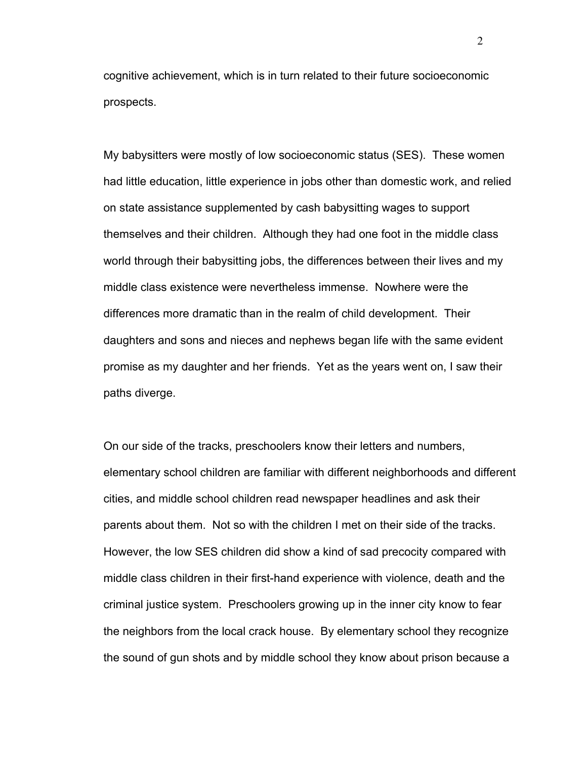cognitive achievement, which is in turn related to their future socioeconomic prospects.

My babysitters were mostly of low socioeconomic status (SES). These women had little education, little experience in jobs other than domestic work, and relied on state assistance supplemented by cash babysitting wages to support themselves and their children. Although they had one foot in the middle class world through their babysitting jobs, the differences between their lives and my middle class existence were nevertheless immense. Nowhere were the differences more dramatic than in the realm of child development. Their daughters and sons and nieces and nephews began life with the same evident promise as my daughter and her friends. Yet as the years went on, I saw their paths diverge.

On our side of the tracks, preschoolers know their letters and numbers, elementary school children are familiar with different neighborhoods and different cities, and middle school children read newspaper headlines and ask their parents about them. Not so with the children I met on their side of the tracks. However, the low SES children did show a kind of sad precocity compared with middle class children in their first-hand experience with violence, death and the criminal justice system. Preschoolers growing up in the inner city know to fear the neighbors from the local crack house. By elementary school they recognize the sound of gun shots and by middle school they know about prison because a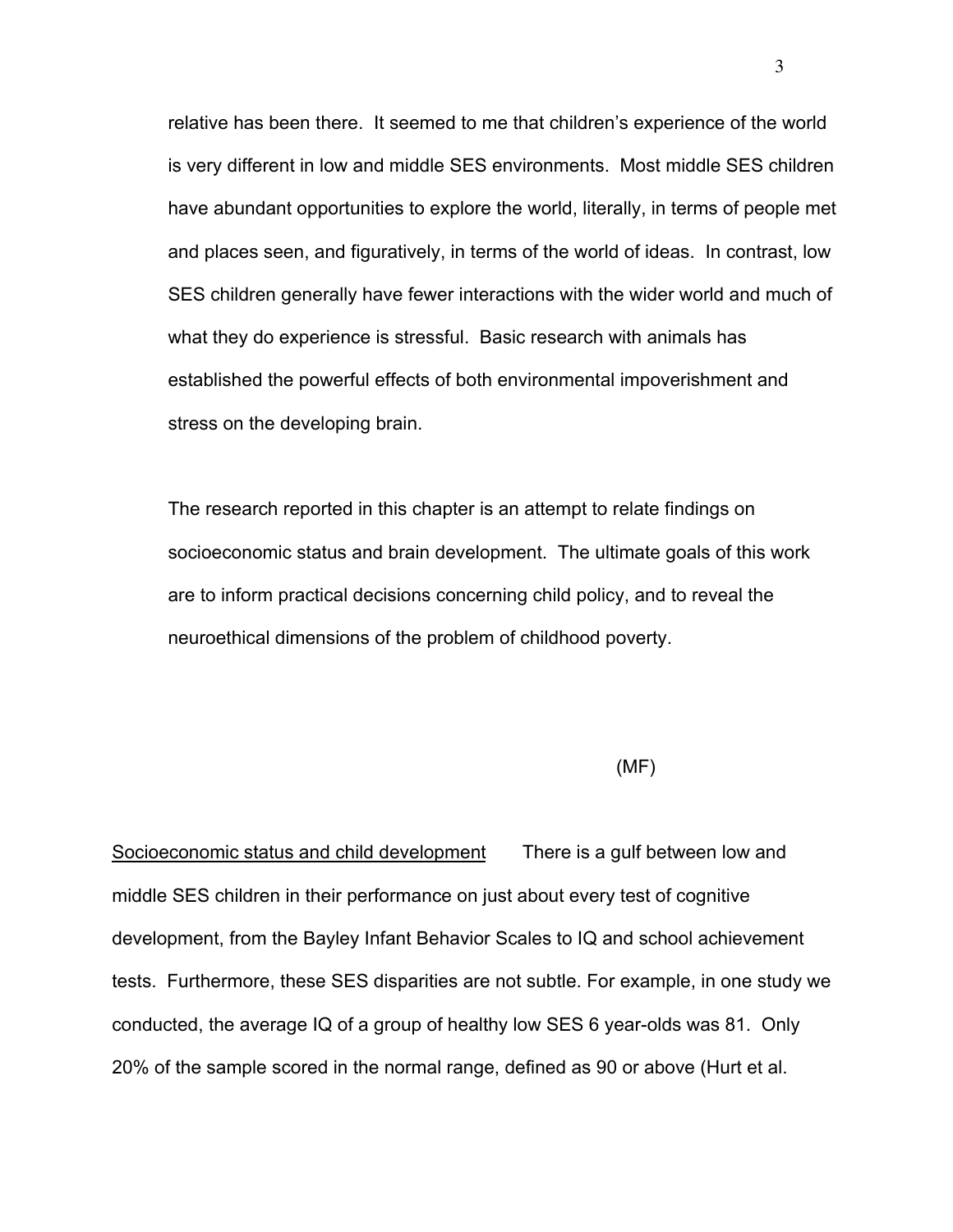relative has been there. It seemed to me that children's experience of the world is very different in low and middle SES environments. Most middle SES children have abundant opportunities to explore the world, literally, in terms of people met and places seen, and figuratively, in terms of the world of ideas. In contrast, low SES children generally have fewer interactions with the wider world and much of what they do experience is stressful. Basic research with animals has established the powerful effects of both environmental impoverishment and stress on the developing brain.

The research reported in this chapter is an attempt to relate findings on socioeconomic status and brain development. The ultimate goals of this work are to inform practical decisions concerning child policy, and to reveal the neuroethical dimensions of the problem of childhood poverty.

(MF)

Socioeconomic status and child development There is a gulf between low and middle SES children in their performance on just about every test of cognitive development, from the Bayley Infant Behavior Scales to IQ and school achievement tests. Furthermore, these SES disparities are not subtle. For example, in one study we conducted, the average IQ of a group of healthy low SES 6 year-olds was 81. Only 20% of the sample scored in the normal range, defined as 90 or above (Hurt et al.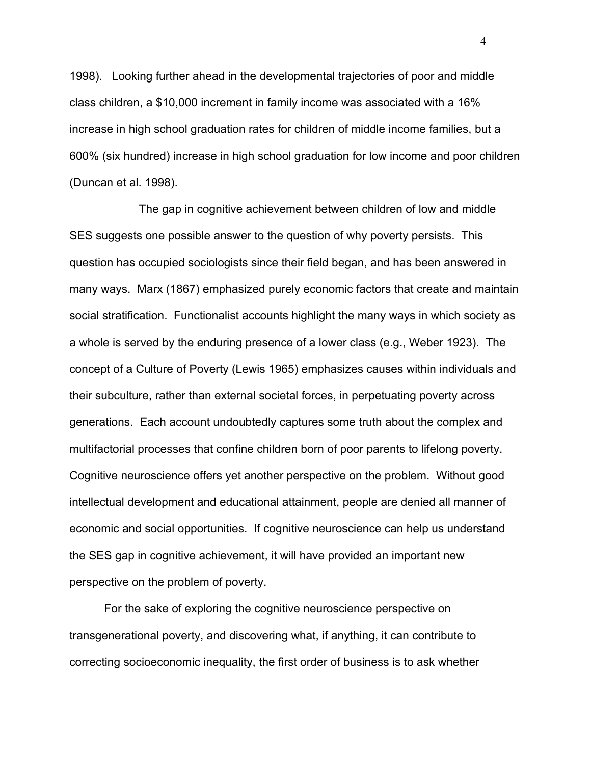1998). Looking further ahead in the developmental trajectories of poor and middle class children, a $10,000 increment in family income was associated with a 16% increase in high school graduation rates for children of middle income families, but a 600% (six hundred) increase in high school graduation for low income and poor children (Duncan et al. 1998).

The gap in cognitive achievement between children of low and middle SES suggests one possible answer to the question of why poverty persists. This question has occupied sociologists since their field began, and has been answered in many ways. Marx (1867) emphasized purely economic factors that create and maintain social stratification. Functionalist accounts highlight the many ways in which society as a whole is served by the enduring presence of a lower class (e.g., Weber 1923). The concept of a Culture of Poverty (Lewis 1965) emphasizes causes within individuals and their subculture, rather than external societal forces, in perpetuating poverty across generations. Each account undoubtedly captures some truth about the complex and multifactorial processes that confine children born of poor parents to lifelong poverty. Cognitive neuroscience offers yet another perspective on the problem. Without good intellectual development and educational attainment, people are denied all manner of economic and social opportunities. If cognitive neuroscience can help us understand the SES gap in cognitive achievement, it will have provided an important new perspective on the problem of poverty.

For the sake of exploring the cognitive neuroscience perspective on transgenerational poverty, and discovering what, if anything, it can contribute to correcting socioeconomic inequality, the first order of business is to ask whether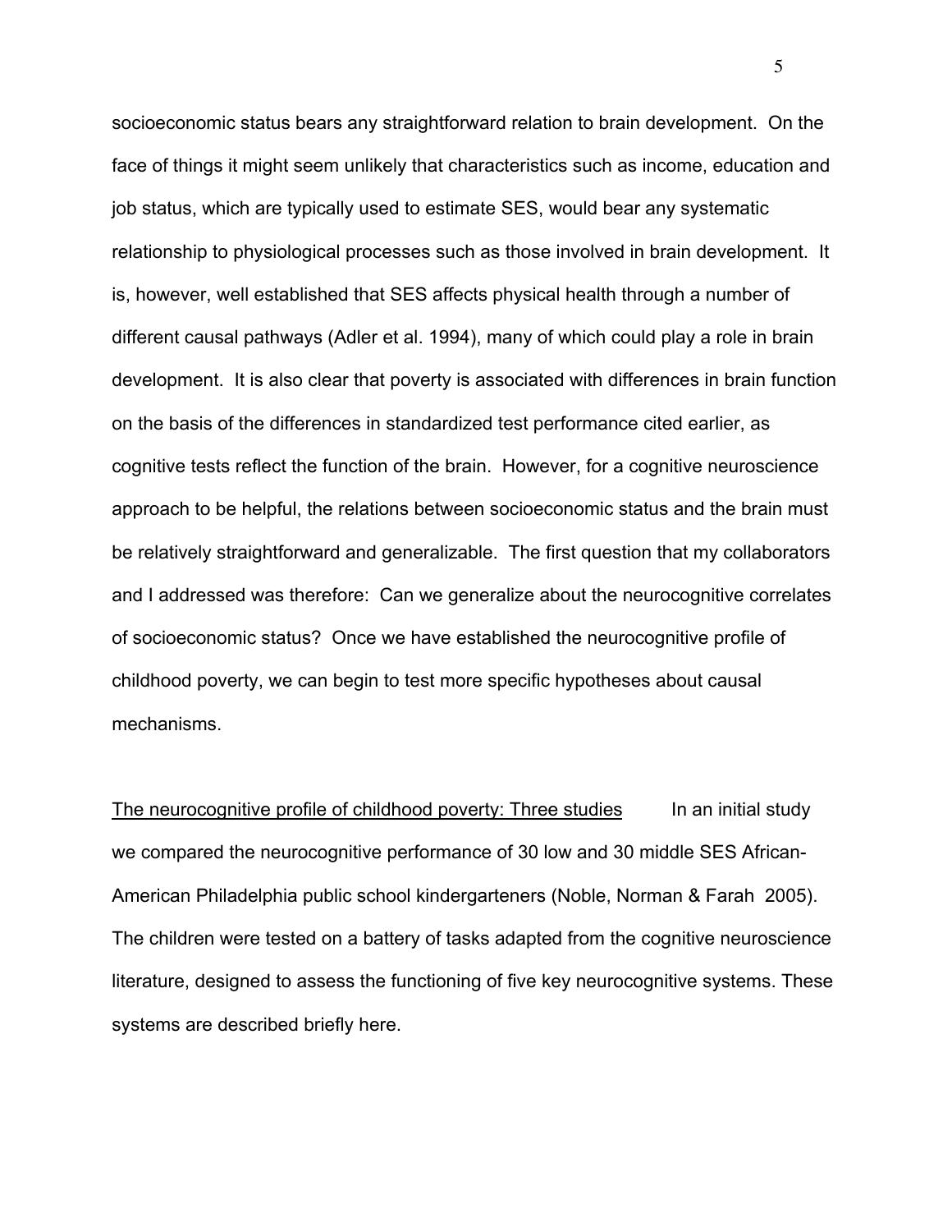socioeconomic status bears any straightforward relation to brain development. On the face of things it might seem unlikely that characteristics such as income, education and job status, which are typically used to estimate SES, would bear any systematic relationship to physiological processes such as those involved in brain development. It is, however, well established that SES affects physical health through a number of different causal pathways (Adler et al. 1994), many of which could play a role in brain development. It is also clear that poverty is associated with differences in brain function on the basis of the differences in standardized test performance cited earlier, as cognitive tests reflect the function of the brain. However, for a cognitive neuroscience approach to be helpful, the relations between socioeconomic status and the brain must be relatively straightforward and generalizable. The first question that my collaborators and I addressed was therefore: Can we generalize about the neurocognitive correlates of socioeconomic status? Once we have established the neurocognitive profile of childhood poverty, we can begin to test more specific hypotheses about causal mechanisms.

<u>The neurocognitive profile of childhood poverty: Three studies</u> In an initial study we compared the neurocognitive performance of 30 low and 30 middle SES African-American Philadelphia public school kindergarteners (Noble, Norman & Farah 2005). The children were tested on a battery of tasks adapted from the cognitive neuroscience literature, designed to assess the functioning of five key neurocognitive systems. These systems are described briefly here.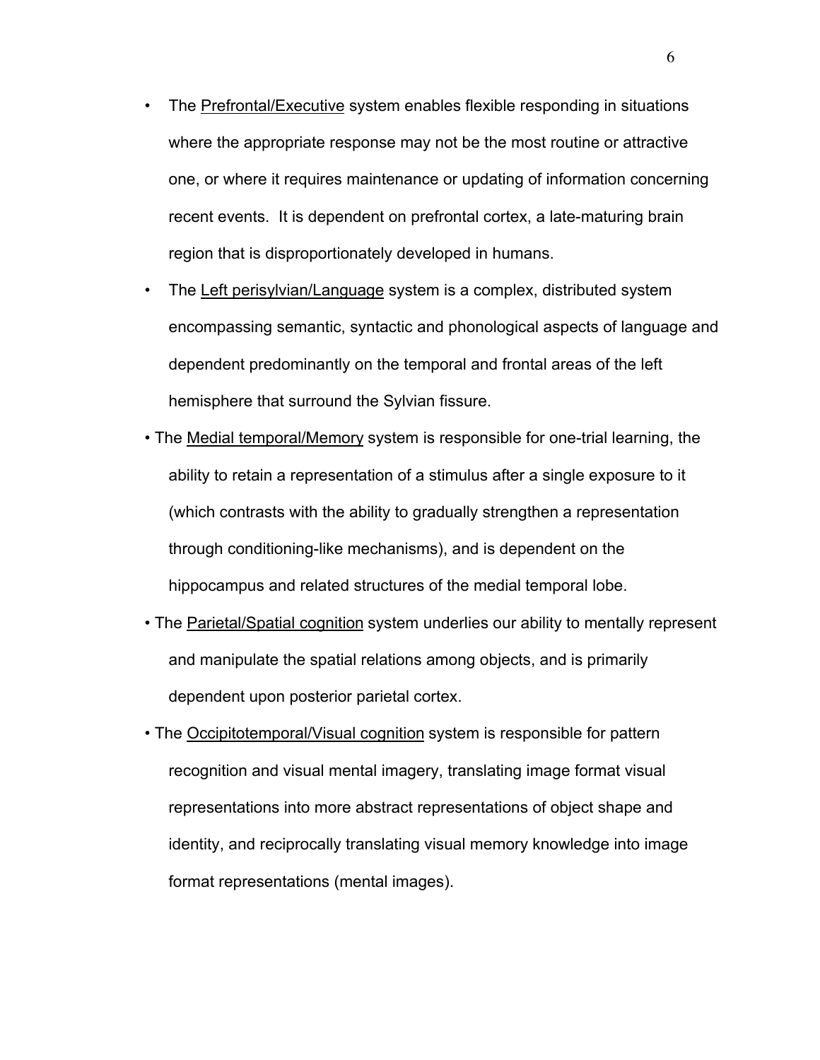- The <u>Prefrontal/Executive</u> system enables flexible responding in situations where the appropriate response may not be the most routine or attractive one, or where it requires maintenance or updating of information concerning recent events. It is dependent on prefrontal cortex, a late-maturing brain region that is disproportionately developed in humans.
- The <u>Left perisylvian/Language</u> system is a complex, distributed system encompassing semantic, syntactic and phonological aspects of language and dependent predominantly on the temporal and frontal areas of the left hemisphere that surround the Sylvian fissure.
- The <u>Medial temporal/Memory</u> system is responsible for one-trial learning, the ability to retain a representation of a stimulus after a single exposure to it (which contrasts with the ability to gradually strengthen a representation through conditioning-like mechanisms), and is dependent on the hippocampus and related structures of the medial temporal lobe.
- The <u>Parietal/Spatial cognition</u> system underlies our ability to mentally represent and manipulate the spatial relations among objects, and is primarily dependent upon posterior parietal cortex.
- The <u>Occipitotemporal/Visual cognition</u> system is responsible for pattern recognition and visual mental imagery, translating image format visual representations into more abstract representations of object shape and identity, and reciprocally translating visual memory knowledge into image format representations (mental images).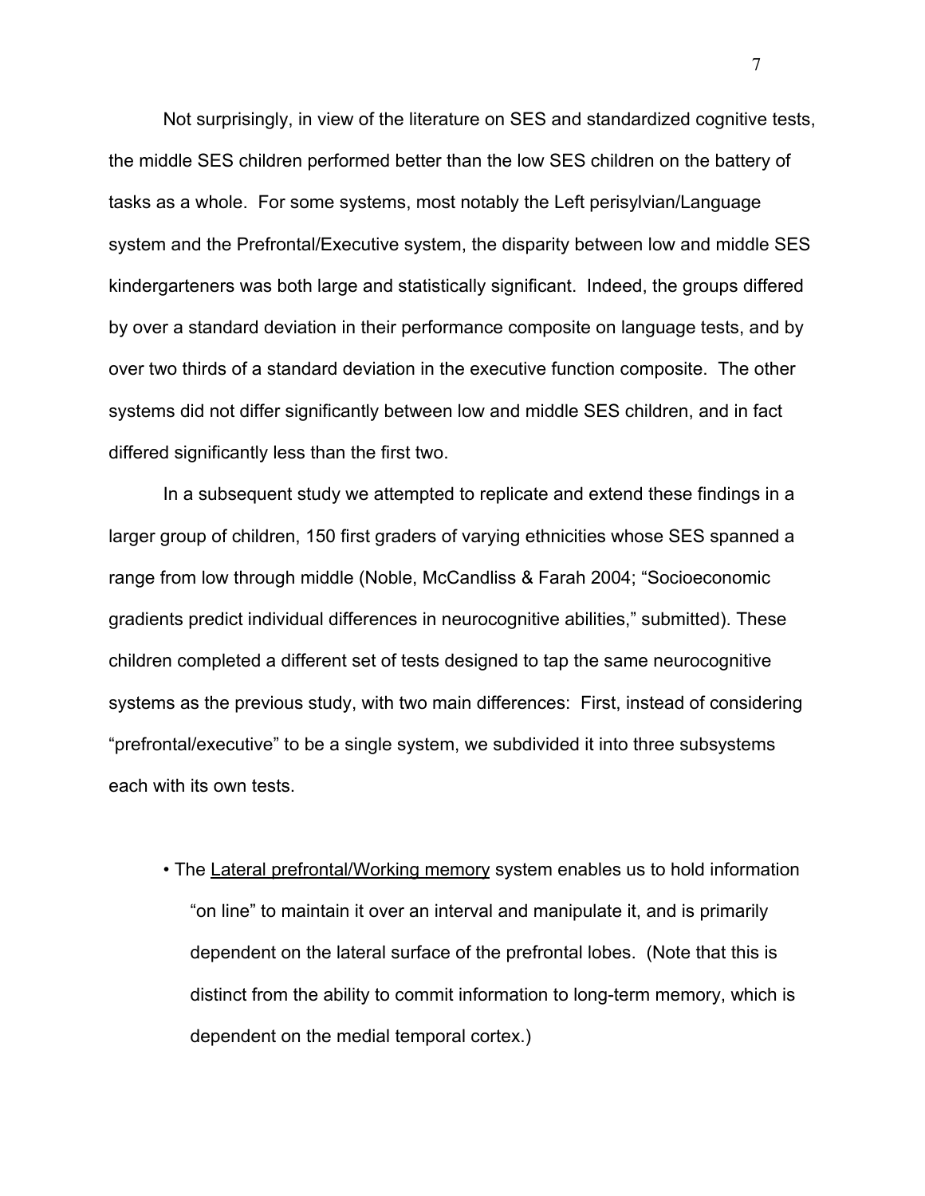Not surprisingly, in view of the literature on SES and standardized cognitive tests, the middle SES children performed better than the low SES children on the battery of tasks as a whole. For some systems, most notably the Left perisylvian/Language system and the Prefrontal/Executive system, the disparity between low and middle SES kindergarteners was both large and statistically significant. Indeed, the groups differed by over a standard deviation in their performance composite on language tests, and by over two thirds of a standard deviation in the executive function composite. The other systems did not differ significantly between low and middle SES children, and in fact differed significantly less than the first two.

In a subsequent study we attempted to replicate and extend these findings in a larger group of children, 150 first graders of varying ethnicities whose SES spanned a range from low through middle (Noble, McCandliss & Farah 2004; "Socioeconomic gradients predict individual differences in neurocognitive abilities," submitted). These children completed a different set of tests designed to tap the same neurocognitive systems as the previous study, with two main differences: First, instead of considering "prefrontal/executive" to be a single system, we subdivided it into three subsystems each with its own tests.

- The <u>Lateral prefrontal/Working memory</u> system enables us to hold information "on line" to maintain it over an interval and manipulate it, and is primarily dependent on the lateral surface of the prefrontal lobes. (Note that this is distinct from the ability to commit information to long-term memory, which is dependent on the medial temporal cortex.)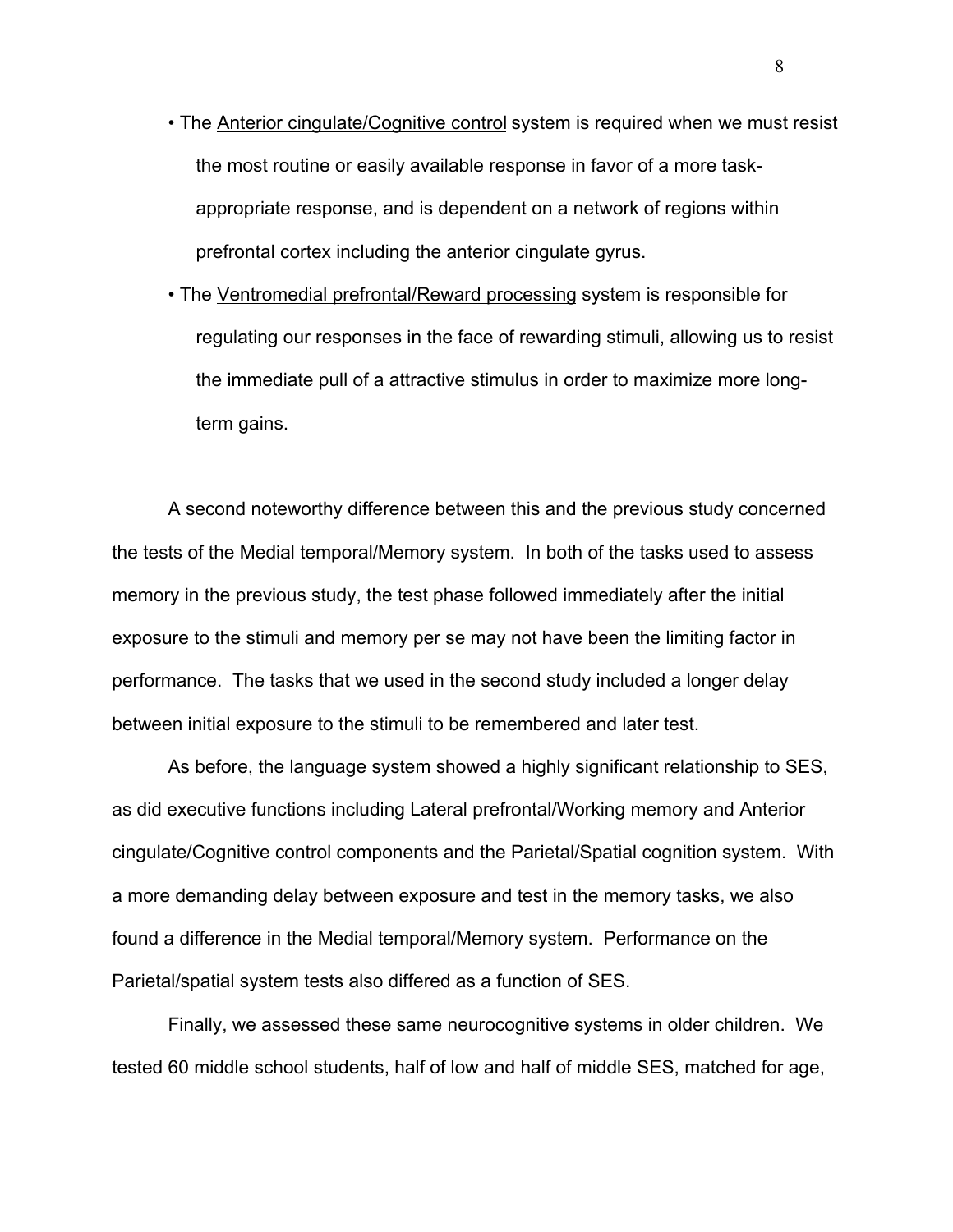- The Anterior cingulate/Cognitive control system is required when we must resist the most routine or easily available response in favor of a more task-appropriate response, and is dependent on a network of regions within prefrontal cortex including the anterior cingulate gyrus.
- The Ventromedial prefrontal/Reward processing system is responsible for regulating our responses in the face of rewarding stimuli, allowing us to resist the immediate pull of a attractive stimulus in order to maximize more long-term gains.

A second noteworthy difference between this and the previous study concerned the tests of the Medial temporal/Memory system. In both of the tasks used to assess memory in the previous study, the test phase followed immediately after the initial exposure to the stimuli and memory per se may not have been the limiting factor in performance. The tasks that we used in the second study included a longer delay between initial exposure to the stimuli to be remembered and later test.

As before, the language system showed a highly significant relationship to SES, as did executive functions including Lateral prefrontal/Working memory and Anterior cingulate/Cognitive control components and the Parietal/Spatial cognition system. With a more demanding delay between exposure and test in the memory tasks, we also found a difference in the Medial temporal/Memory system. Performance on the Parietal/spatial system tests also differed as a function of SES.

Finally, we assessed these same neurocognitive systems in older children. We tested 60 middle school students, half of low and half of middle SES, matched for age,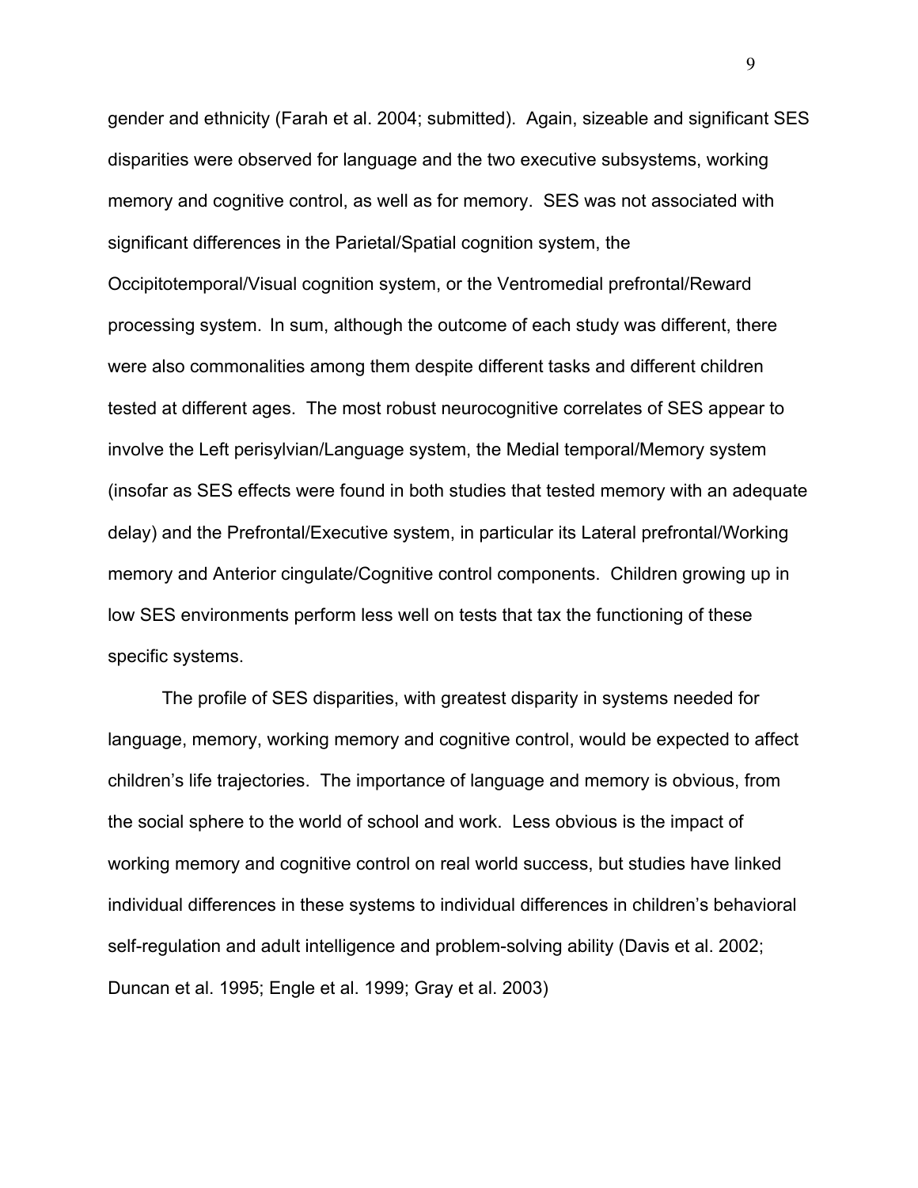gender and ethnicity (Farah et al. 2004; submitted). Again, sizeable and significant SES disparities were observed for language and the two executive subsystems, working memory and cognitive control, as well as for memory. SES was not associated with significant differences in the Parietal/Spatial cognition system, the Occipitotemporal/Visual cognition system, or the Ventromedial prefrontal/Reward processing system. In sum, although the outcome of each study was different, there were also commonalities among them despite different tasks and different children tested at different ages. The most robust neurocognitive correlates of SES appear to involve the Left perisylvian/Language system, the Medial temporal/Memory system (insofar as SES effects were found in both studies that tested memory with an adequate delay) and the Prefrontal/Executive system, in particular its Lateral prefrontal/Working memory and Anterior cingulate/Cognitive control components. Children growing up in low SES environments perform less well on tests that tax the functioning of these specific systems.

The profile of SES disparities, with greatest disparity in systems needed for language, memory, working memory and cognitive control, would be expected to affect children's life trajectories. The importance of language and memory is obvious, from the social sphere to the world of school and work. Less obvious is the impact of working memory and cognitive control on real world success, but studies have linked individual differences in these systems to individual differences in children's behavioral self-regulation and adult intelligence and problem-solving ability (Davis et al. 2002; Duncan et al. 1995; Engle et al. 1999; Gray et al. 2003)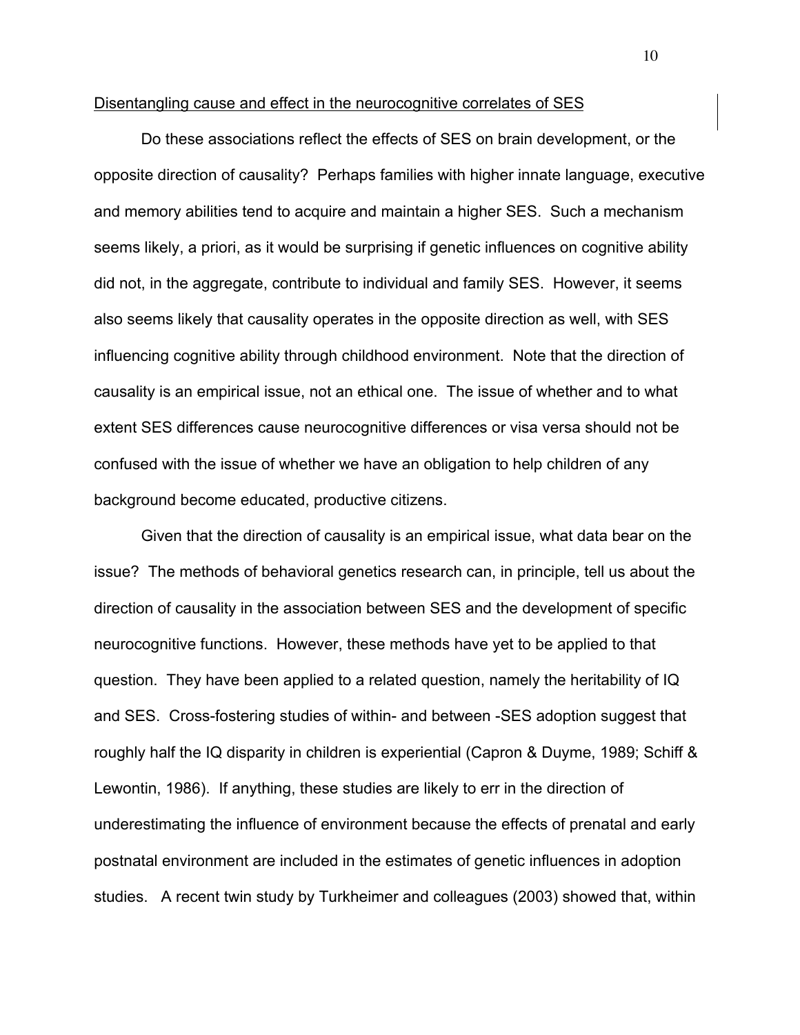Disentangling cause and effect in the neurocognitive correlates of SES

Do these associations reflect the effects of SES on brain development, or the opposite direction of causality? Perhaps families with higher innate language, executive and memory abilities tend to acquire and maintain a higher SES. Such a mechanism seems likely, a priori, as it would be surprising if genetic influences on cognitive ability did not, in the aggregate, contribute to individual and family SES. However, it seems also seems likely that causality operates in the opposite direction as well, with SES influencing cognitive ability through childhood environment. Note that the direction of causality is an empirical issue, not an ethical one. The issue of whether and to what extent SES differences cause neurocognitive differences or visa versa should not be confused with the issue of whether we have an obligation to help children of any background become educated, productive citizens.

Given that the direction of causality is an empirical issue, what data bear on the issue? The methods of behavioral genetics research can, in principle, tell us about the direction of causality in the association between SES and the development of specific neurocognitive functions. However, these methods have yet to be applied to that question. They have been applied to a related question, namely the heritability of IQ and SES. Cross-fostering studies of within- and between -SES adoption suggest that roughly half the IQ disparity in children is experiential (Capron & Duyme, 1989; Schiff & Lewontin, 1986). If anything, these studies are likely to err in the direction of underestimating the influence of environment because the effects of prenatal and early postnatal environment are included in the estimates of genetic influences in adoption studies. A recent twin study by Turkheimer and colleagues (2003) showed that, within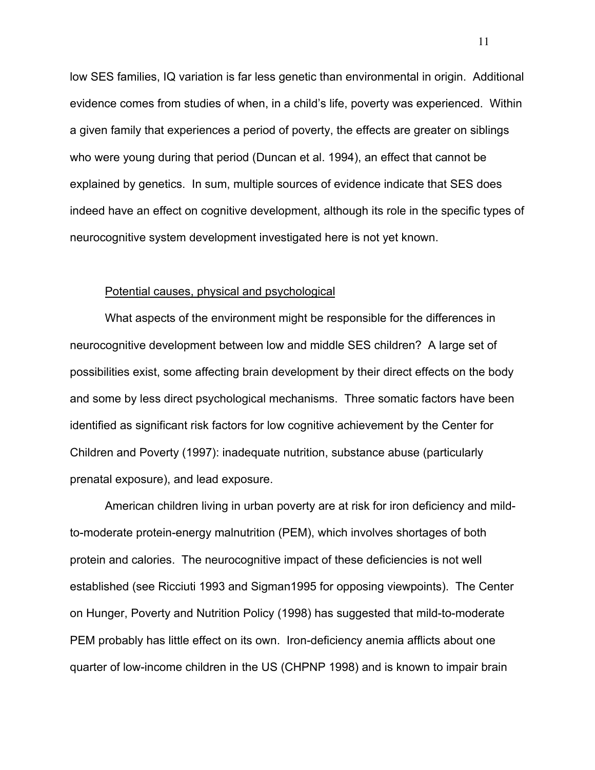low SES families, IQ variation is far less genetic than environmental in origin. Additional evidence comes from studies of when, in a child's life, poverty was experienced. Within a given family that experiences a period of poverty, the effects are greater on siblings who were young during that period (Duncan et al. 1994), an effect that cannot be explained by genetics. In sum, multiple sources of evidence indicate that SES does indeed have an effect on cognitive development, although its role in the specific types of neurocognitive system development investigated here is not yet known.

Potential causes, physical and psychological

What aspects of the environment might be responsible for the differences in neurocognitive development between low and middle SES children? A large set of possibilities exist, some affecting brain development by their direct effects on the body and some by less direct psychological mechanisms. Three somatic factors have been identified as significant risk factors for low cognitive achievement by the Center for Children and Poverty (1997): inadequate nutrition, substance abuse (particularly prenatal exposure), and lead exposure.

American children living in urban poverty are at risk for iron deficiency and mild-to-moderate protein-energy malnutrition (PEM), which involves shortages of both protein and calories. The neurocognitive impact of these deficiencies is not well established (see Ricciuti 1993 and Sigman1995 for opposing viewpoints). The Center on Hunger, Poverty and Nutrition Policy (1998) has suggested that mild-to-moderate PEM probably has little effect on its own. Iron-deficiency anemia afflicts about one quarter of low-income children in the US (CHPNP 1998) and is known to impair brain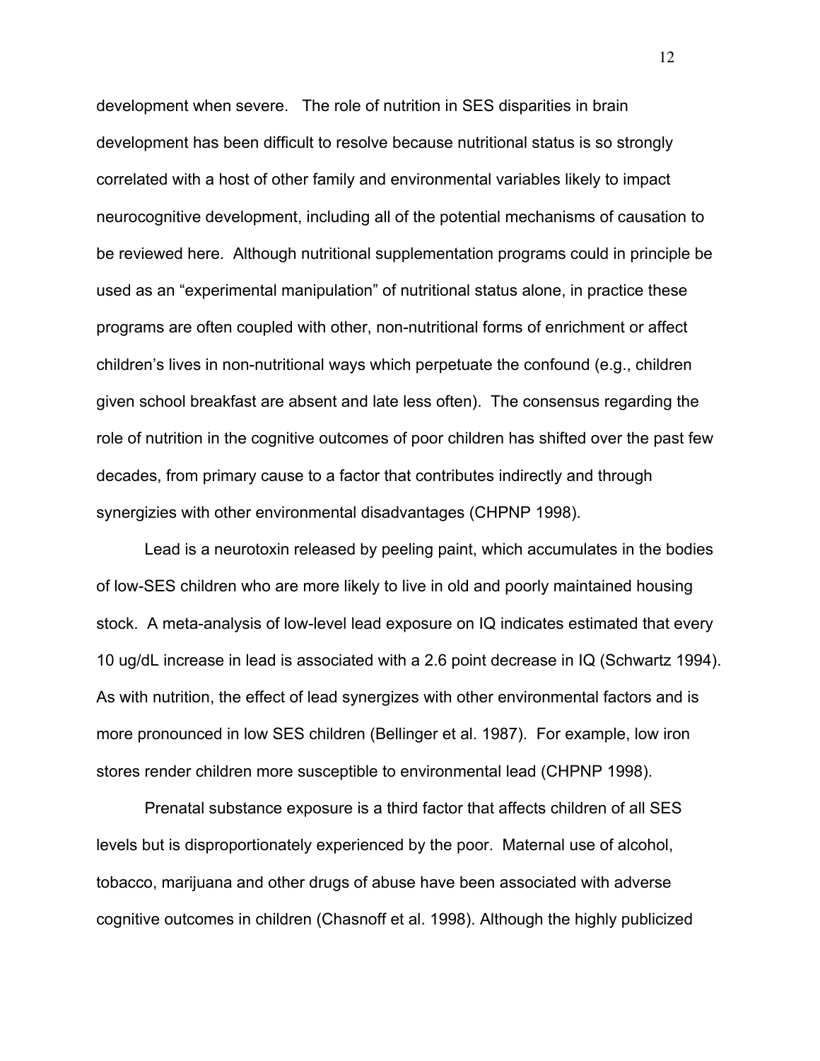development when severe. The role of nutrition in SES disparities in brain development has been difficult to resolve because nutritional status is so strongly correlated with a host of other family and environmental variables likely to impact neurocognitive development, including all of the potential mechanisms of causation to be reviewed here. Although nutritional supplementation programs could in principle be used as an "experimental manipulation" of nutritional status alone, in practice these programs are often coupled with other, non-nutritional forms of enrichment or affect children's lives in non-nutritional ways which perpetuate the confound (e.g., children given school breakfast are absent and late less often). The consensus regarding the role of nutrition in the cognitive outcomes of poor children has shifted over the past few decades, from primary cause to a factor that contributes indirectly and through synergizies with other environmental disadvantages (CHPNP 1998).

Lead is a neurotoxin released by peeling paint, which accumulates in the bodies of low-SES children who are more likely to live in old and poorly maintained housing stock. A meta-analysis of low-level lead exposure on IQ indicates estimated that every 10 ug/dL increase in lead is associated with a 2.6 point decrease in IQ (Schwartz 1994). As with nutrition, the effect of lead synergizes with other environmental factors and is more pronounced in low SES children (Bellinger et al. 1987). For example, low iron stores render children more susceptible to environmental lead (CHPNP 1998).

Prenatal substance exposure is a third factor that affects children of all SES levels but is disproportionately experienced by the poor. Maternal use of alcohol, tobacco, marijuana and other drugs of abuse have been associated with adverse cognitive outcomes in children (Chasnoff et al. 1998). Although the highly publicized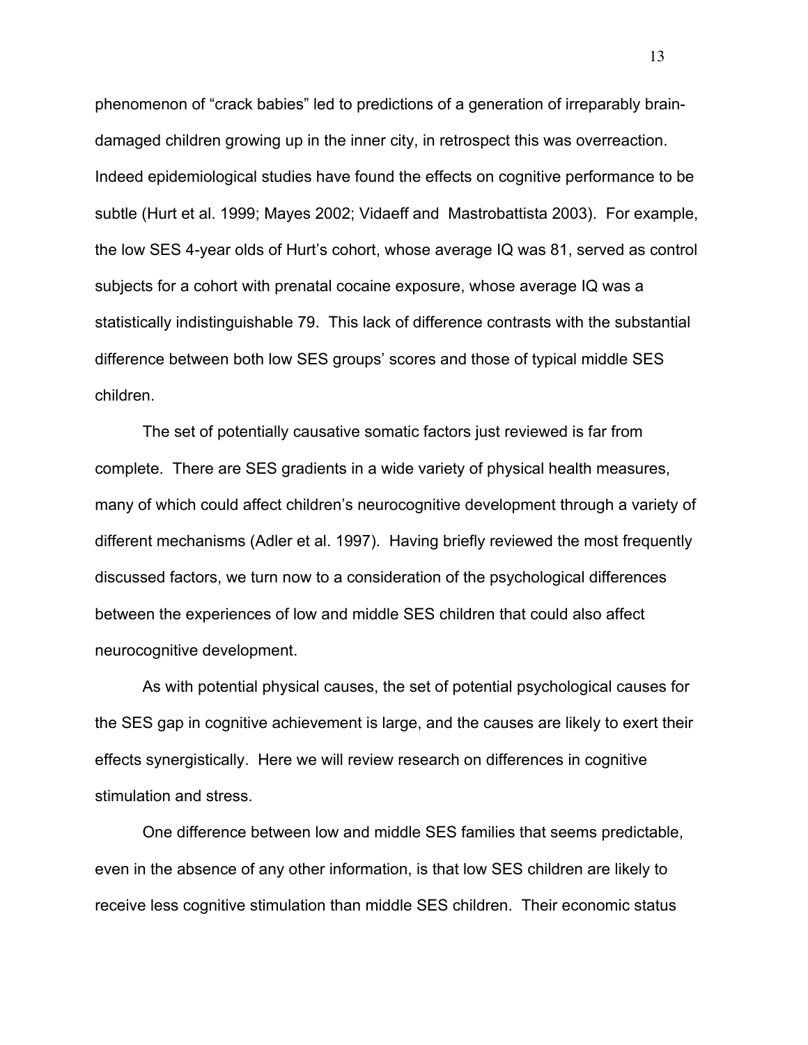phenomenon of "crack babies" led to predictions of a generation of irreparably brain-damaged children growing up in the inner city, in retrospect this was overreaction. Indeed epidemiological studies have found the effects on cognitive performance to be subtle (Hurt et al. 1999; Mayes 2002; Vidaeff and Mastrobattista 2003). For example, the low SES 4-year olds of Hurt's cohort, whose average IQ was 81, served as control subjects for a cohort with prenatal cocaine exposure, whose average IQ was a statistically indistinguishable 79. This lack of difference contrasts with the substantial difference between both low SES groups' scores and those of typical middle SES children.

The set of potentially causative somatic factors just reviewed is far from complete. There are SES gradients in a wide variety of physical health measures, many of which could affect children's neurocognitive development through a variety of different mechanisms (Adler et al. 1997). Having briefly reviewed the most frequently discussed factors, we turn now to a consideration of the psychological differences between the experiences of low and middle SES children that could also affect neurocognitive development.

As with potential physical causes, the set of potential psychological causes for the SES gap in cognitive achievement is large, and the causes are likely to exert their effects synergistically. Here we will review research on differences in cognitive stimulation and stress.

One difference between low and middle SES families that seems predictable, even in the absence of any other information, is that low SES children are likely to receive less cognitive stimulation than middle SES children. Their economic status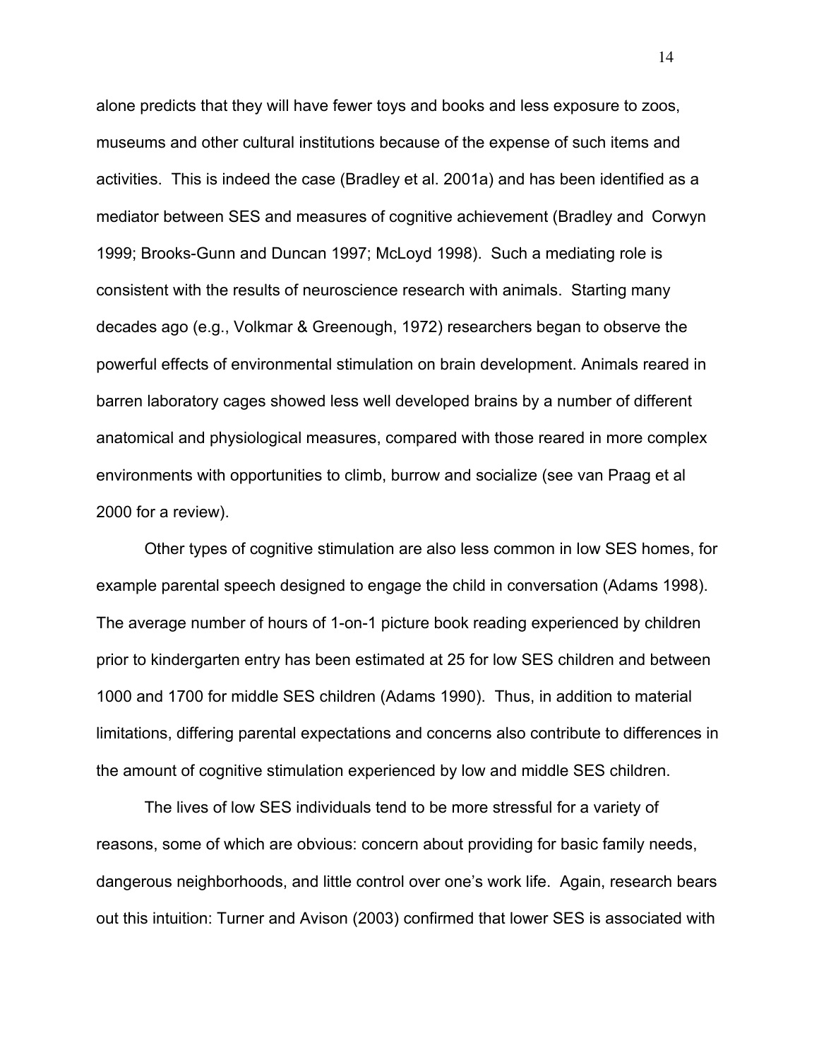alone predicts that they will have fewer toys and books and less exposure to zoos, museums and other cultural institutions because of the expense of such items and activities. This is indeed the case (Bradley et al. 2001a) and has been identified as a mediator between SES and measures of cognitive achievement (Bradley and Corwyn 1999; Brooks-Gunn and Duncan 1997; McLoyd 1998). Such a mediating role is consistent with the results of neuroscience research with animals. Starting many decades ago (e.g., Volkmar & Greenough, 1972) researchers began to observe the powerful effects of environmental stimulation on brain development. Animals reared in barren laboratory cages showed less well developed brains by a number of different anatomical and physiological measures, compared with those reared in more complex environments with opportunities to climb, burrow and socialize (see van Praag et al 2000 for a review).

Other types of cognitive stimulation are also less common in low SES homes, for example parental speech designed to engage the child in conversation (Adams 1998). The average number of hours of 1-on-1 picture book reading experienced by children prior to kindergarten entry has been estimated at 25 for low SES children and between 1000 and 1700 for middle SES children (Adams 1990). Thus, in addition to material limitations, differing parental expectations and concerns also contribute to differences in the amount of cognitive stimulation experienced by low and middle SES children.

The lives of low SES individuals tend to be more stressful for a variety of reasons, some of which are obvious: concern about providing for basic family needs, dangerous neighborhoods, and little control over one's work life. Again, research bears out this intuition: Turner and Avison (2003) confirmed that lower SES is associated with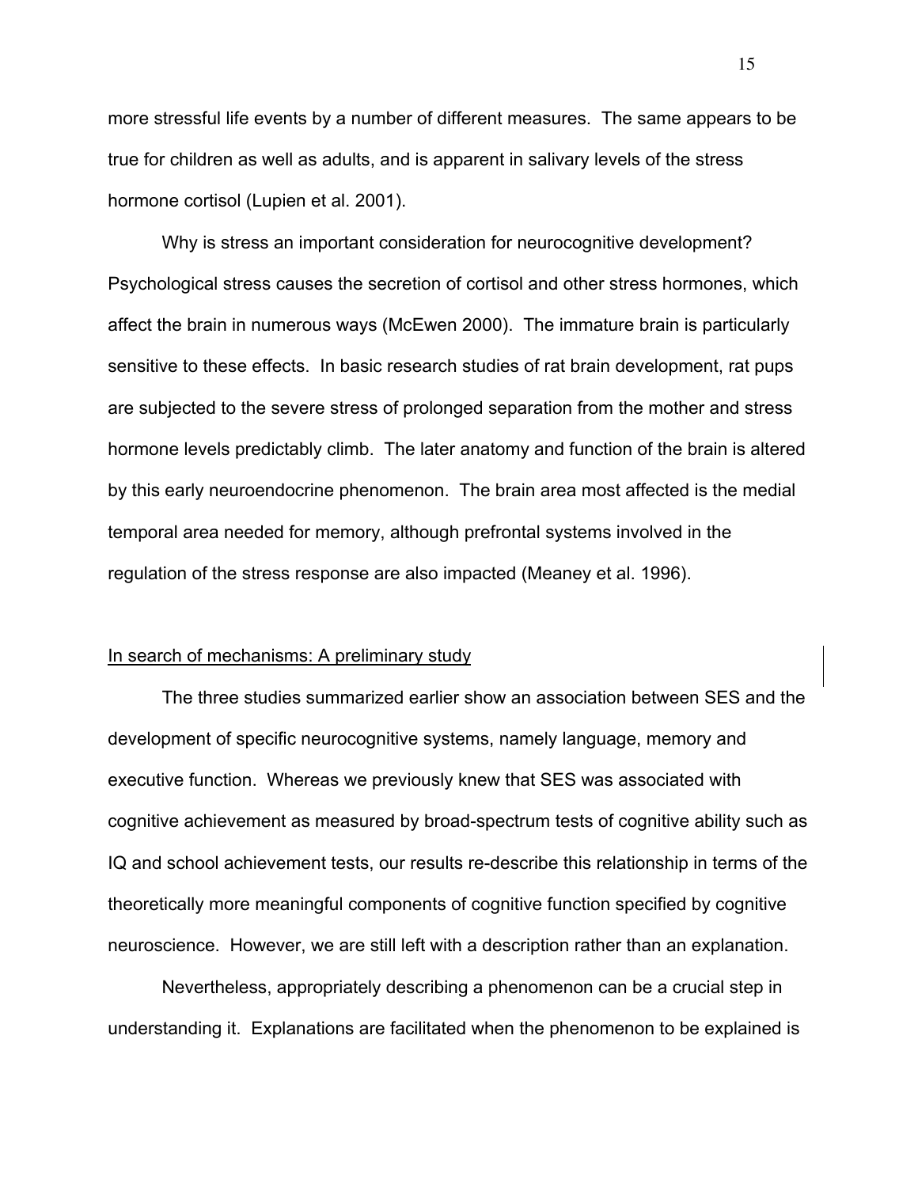more stressful life events by a number of different measures. The same appears to be true for children as well as adults, and is apparent in salivary levels of the stress hormone cortisol (Lupien et al. 2001).

Why is stress an important consideration for neurocognitive development? Psychological stress causes the secretion of cortisol and other stress hormones, which affect the brain in numerous ways (McEwen 2000). The immature brain is particularly sensitive to these effects. In basic research studies of rat brain development, rat pups are subjected to the severe stress of prolonged separation from the mother and stress hormone levels predictably climb. The later anatomy and function of the brain is altered by this early neuroendocrine phenomenon. The brain area most affected is the medial temporal area needed for memory, although prefrontal systems involved in the regulation of the stress response are also impacted (Meaney et al. 1996).

## In search of mechanisms: A preliminary study

The three studies summarized earlier show an association between SES and the development of specific neurocognitive systems, namely language, memory and executive function. Whereas we previously knew that SES was associated with cognitive achievement as measured by broad-spectrum tests of cognitive ability such as IQ and school achievement tests, our results re-describe this relationship in terms of the theoretically more meaningful components of cognitive function specified by cognitive neuroscience. However, we are still left with a description rather than an explanation.

Nevertheless, appropriately describing a phenomenon can be a crucial step in understanding it. Explanations are facilitated when the phenomenon to be explained is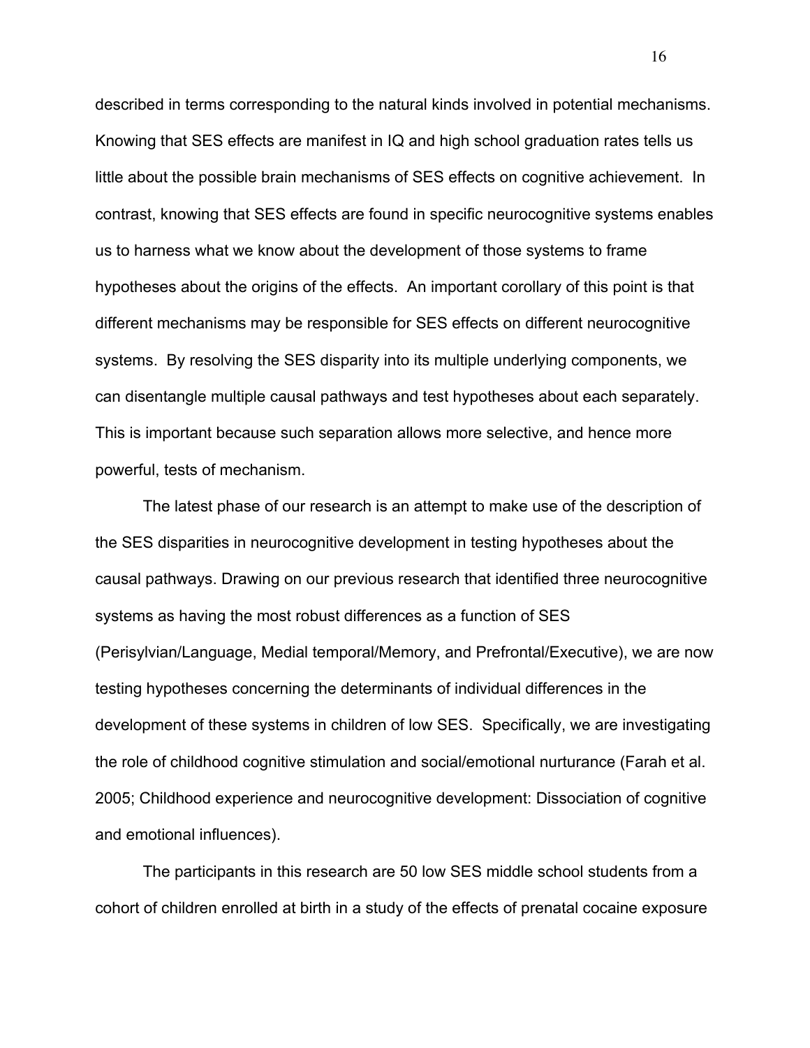described in terms corresponding to the natural kinds involved in potential mechanisms. Knowing that SES effects are manifest in IQ and high school graduation rates tells us little about the possible brain mechanisms of SES effects on cognitive achievement. In contrast, knowing that SES effects are found in specific neurocognitive systems enables us to harness what we know about the development of those systems to frame hypotheses about the origins of the effects. An important corollary of this point is that different mechanisms may be responsible for SES effects on different neurocognitive systems. By resolving the SES disparity into its multiple underlying components, we can disentangle multiple causal pathways and test hypotheses about each separately. This is important because such separation allows more selective, and hence more powerful, tests of mechanism.

The latest phase of our research is an attempt to make use of the description of the SES disparities in neurocognitive development in testing hypotheses about the causal pathways. Drawing on our previous research that identified three neurocognitive systems as having the most robust differences as a function of SES (Perisylvian/Language, Medial temporal/Memory, and Prefrontal/Executive), we are now testing hypotheses concerning the determinants of individual differences in the development of these systems in children of low SES. Specifically, we are investigating the role of childhood cognitive stimulation and social/emotional nurturance (Farah et al. 2005; Childhood experience and neurocognitive development: Dissociation of cognitive and emotional influences).

The participants in this research are 50 low SES middle school students from a cohort of children enrolled at birth in a study of the effects of prenatal cocaine exposure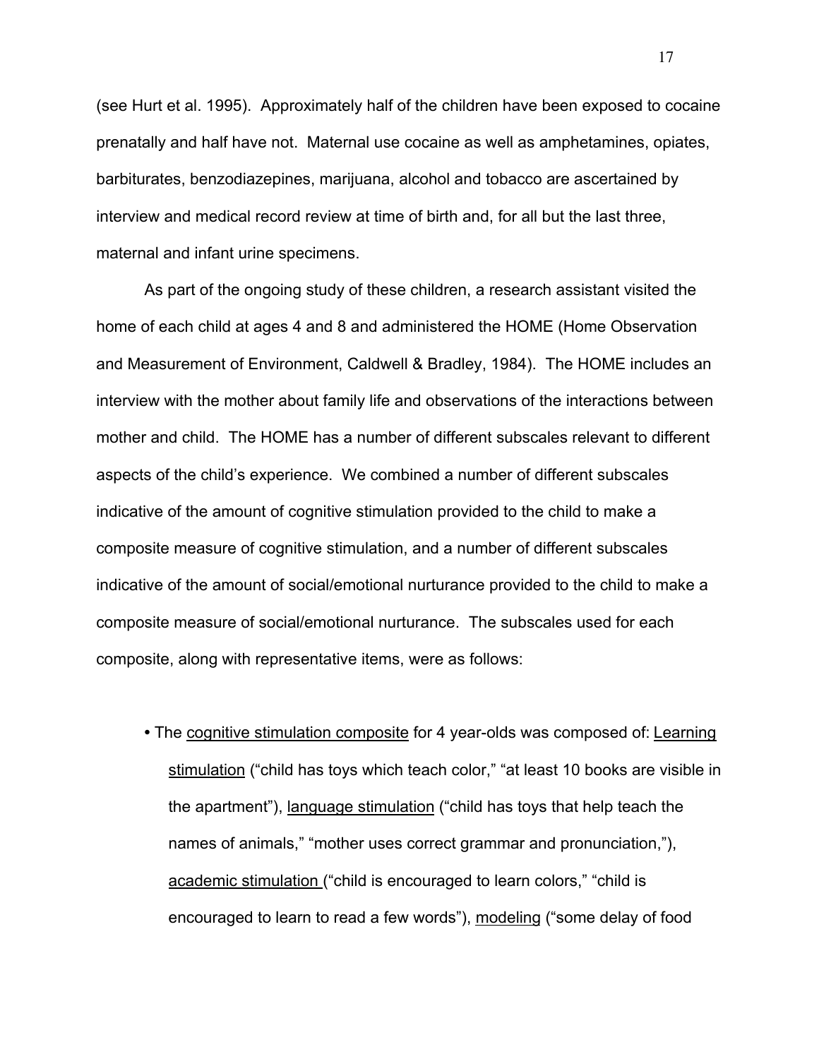(see Hurt et al. 1995). Approximately half of the children have been exposed to cocaine prenatally and half have not. Maternal use cocaine as well as amphetamines, opiates, barbiturates, benzodiazepines, marijuana, alcohol and tobacco are ascertained by interview and medical record review at time of birth and, for all but the last three, maternal and infant urine specimens.

As part of the ongoing study of these children, a research assistant visited the home of each child at ages 4 and 8 and administered the HOME (Home Observation and Measurement of Environment, Caldwell & Bradley, 1984). The HOME includes an interview with the mother about family life and observations of the interactions between mother and child. The HOME has a number of different subscales relevant to different aspects of the child's experience. We combined a number of different subscales indicative of the amount of cognitive stimulation provided to the child to make a composite measure of cognitive stimulation, and a number of different subscales indicative of the amount of social/emotional nurturance provided to the child to make a composite measure of social/emotional nurturance. The subscales used for each composite, along with representative items, were as follows:

- The <u>cognitive stimulation composite</u> for 4 year-olds was composed of: <u>Learning stimulation</u> ("child has toys which teach color," "at least 10 books are visible in the apartment"), <u>language stimulation</u> ("child has toys that help teach the names of animals," "mother uses correct grammar and pronunciation,"), <u>academic stimulation</u> ("child is encouraged to learn colors," "child is encouraged to learn to read a few words"), <u>modeling</u> ("some delay of food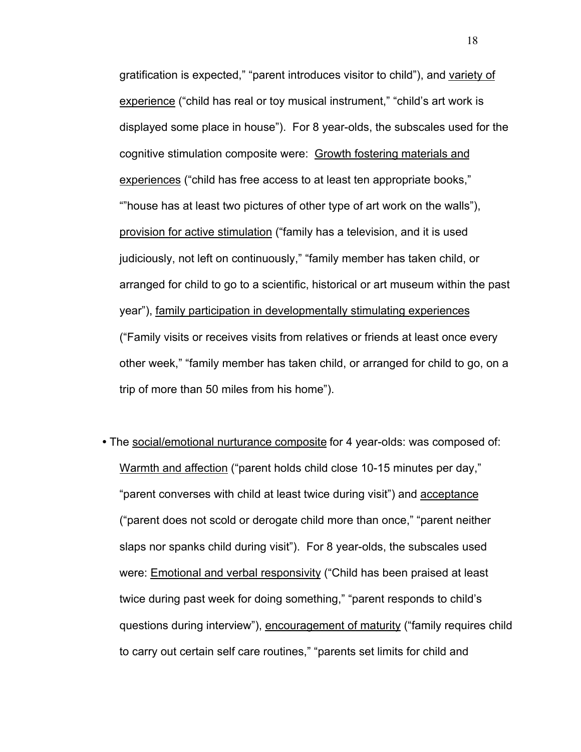gratification is expected," "parent introduces visitor to child"), and <u>variety of experience</u> ("child has real or toy musical instrument," "child's art work is displayed some place in house"). For 8 year-olds, the subscales used for the cognitive stimulation composite were: <u>Growth fostering materials and experiences</u> ("child has free access to at least ten appropriate books," ""house has at least two pictures of other type of art work on the walls"), <u>provision for active stimulation</u> ("family has a television, and it is used judiciously, not left on continuously," "family member has taken child, or arranged for child to go to a scientific, historical or art museum within the past year"), <u>family participation in developmentally stimulating experiences</u> ("Family visits or receives visits from relatives or friends at least once every other week," "family member has taken child, or arranged for child to go, on a trip of more than 50 miles from his home").

- The <u>social/emotional nurturance composite</u> for 4 year-olds: was composed of: <u>Warmth and affection</u> ("parent holds child close 10-15 minutes per day," "parent converses with child at least twice during visit") and <u>acceptance</u> ("parent does not scold or derogate child more than once," "parent neither slaps nor spanks child during visit"). For 8 year-olds, the subscales used were: <u>Emotional and verbal responsivity</u> ("Child has been praised at least twice during past week for doing something," "parent responds to child's questions during interview"), <u>encouragement of maturity</u> ("family requires child to carry out certain self care routines," "parents set limits for child and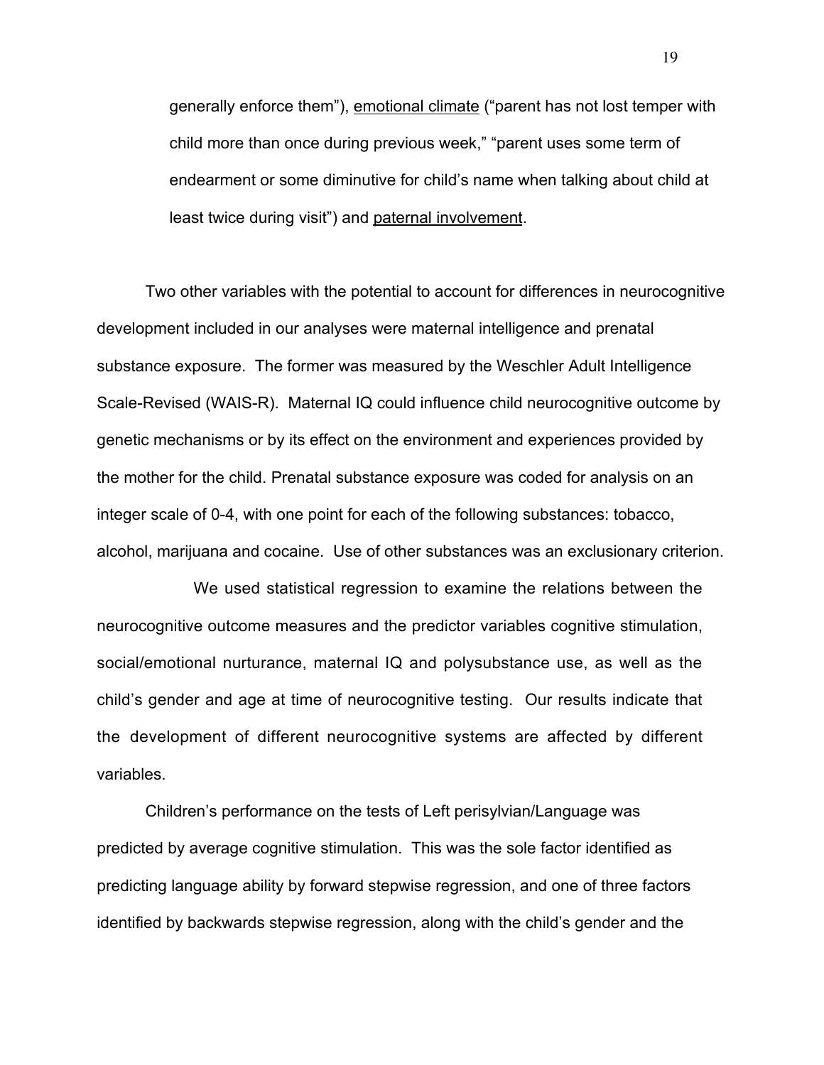generally enforce them"), <u>emotional climate</u> ("parent has not lost temper with child more than once during previous week," "parent uses some term of endearment or some diminutive for child's name when talking about child at least twice during visit") and <u>paternal involvement</u>.

Two other variables with the potential to account for differences in neurocognitive development included in our analyses were maternal intelligence and prenatal substance exposure. The former was measured by the Weschler Adult Intelligence Scale-Revised (WAIS-R). Maternal IQ could influence child neurocognitive outcome by genetic mechanisms or by its effect on the environment and experiences provided by the mother for the child. Prenatal substance exposure was coded for analysis on an integer scale of 0-4, with one point for each of the following substances: tobacco, alcohol, marijuana and cocaine. Use of other substances was an exclusionary criterion.

We used statistical regression to examine the relations between the neurocognitive outcome measures and the predictor variables cognitive stimulation, social/emotional nurturance, maternal IQ and polysubstance use, as well as the child's gender and age at time of neurocognitive testing. Our results indicate that the development of different neurocognitive systems are affected by different variables.

Children's performance on the tests of Left perisylvian/Language was predicted by average cognitive stimulation. This was the sole factor identified as predicting language ability by forward stepwise regression, and one of three factors identified by backwards stepwise regression, along with the child's gender and the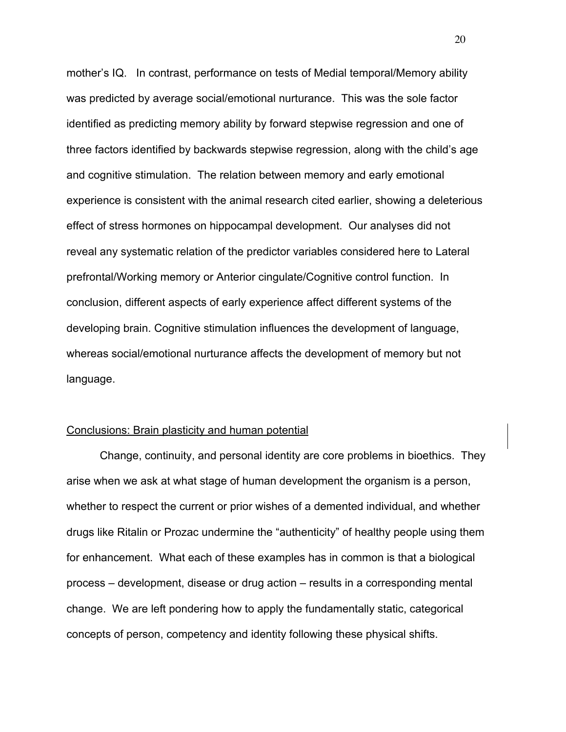mother's IQ. In contrast, performance on tests of Medial temporal/Memory ability was predicted by average social/emotional nurturance. This was the sole factor identified as predicting memory ability by forward stepwise regression and one of three factors identified by backwards stepwise regression, along with the child's age and cognitive stimulation. The relation between memory and early emotional experience is consistent with the animal research cited earlier, showing a deleterious effect of stress hormones on hippocampal development. Our analyses did not reveal any systematic relation of the predictor variables considered here to Lateral prefrontal/Working memory or Anterior cingulate/Cognitive control function. In conclusion, different aspects of early experience affect different systems of the developing brain. Cognitive stimulation influences the development of language, whereas social/emotional nurturance affects the development of memory but not language.

## Conclusions: Brain plasticity and human potential

Change, continuity, and personal identity are core problems in bioethics. They arise when we ask at what stage of human development the organism is a person, whether to respect the current or prior wishes of a demented individual, and whether drugs like Ritalin or Prozac undermine the "authenticity" of healthy people using them for enhancement. What each of these examples has in common is that a biological process – development, disease or drug action – results in a corresponding mental change. We are left pondering how to apply the fundamentally static, categorical concepts of person, competency and identity following these physical shifts.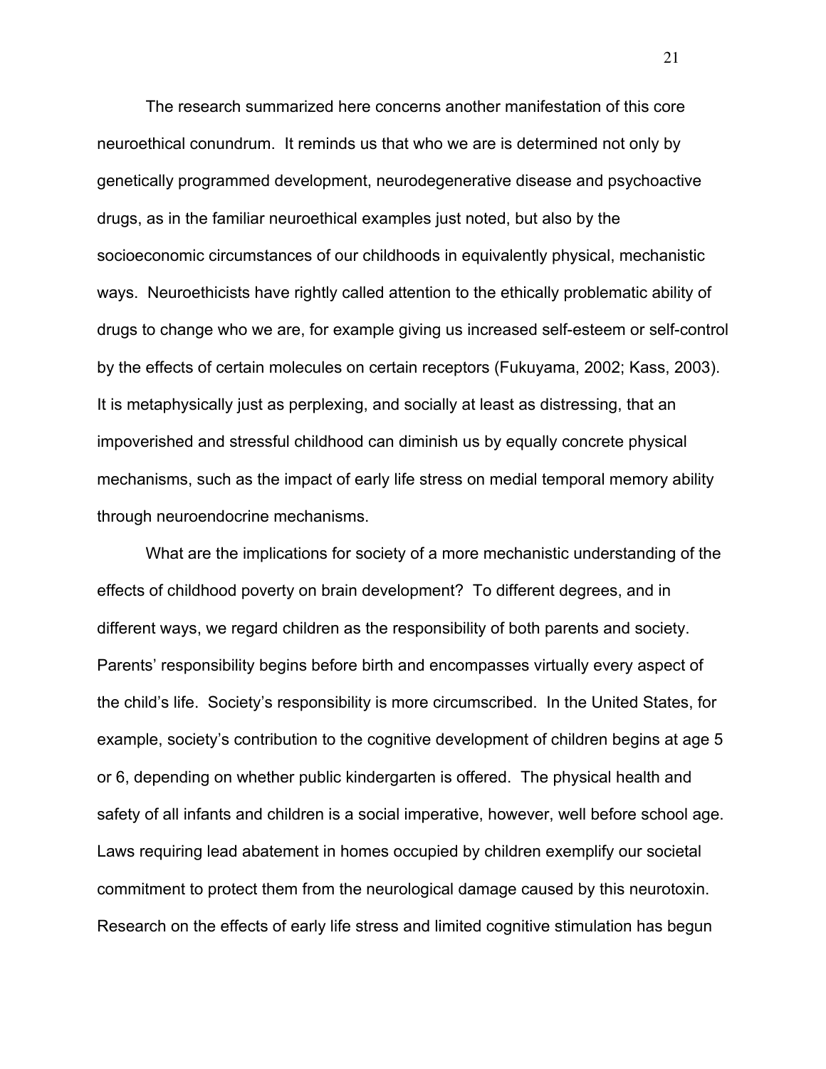The research summarized here concerns another manifestation of this core neuroethical conundrum. It reminds us that who we are is determined not only by genetically programmed development, neurodegenerative disease and psychoactive drugs, as in the familiar neuroethical examples just noted, but also by the socioeconomic circumstances of our childhoods in equivalently physical, mechanistic ways. Neuroethicists have rightly called attention to the ethically problematic ability of drugs to change who we are, for example giving us increased self-esteem or self-control by the effects of certain molecules on certain receptors (Fukuyama, 2002; Kass, 2003). It is metaphysically just as perplexing, and socially at least as distressing, that an impoverished and stressful childhood can diminish us by equally concrete physical mechanisms, such as the impact of early life stress on medial temporal memory ability through neuroendocrine mechanisms.

What are the implications for society of a more mechanistic understanding of the effects of childhood poverty on brain development? To different degrees, and in different ways, we regard children as the responsibility of both parents and society. Parents' responsibility begins before birth and encompasses virtually every aspect of the child's life. Society's responsibility is more circumscribed. In the United States, for example, society's contribution to the cognitive development of children begins at age 5 or 6, depending on whether public kindergarten is offered. The physical health and safety of all infants and children is a social imperative, however, well before school age. Laws requiring lead abatement in homes occupied by children exemplify our societal commitment to protect them from the neurological damage caused by this neurotoxin. Research on the effects of early life stress and limited cognitive stimulation has begun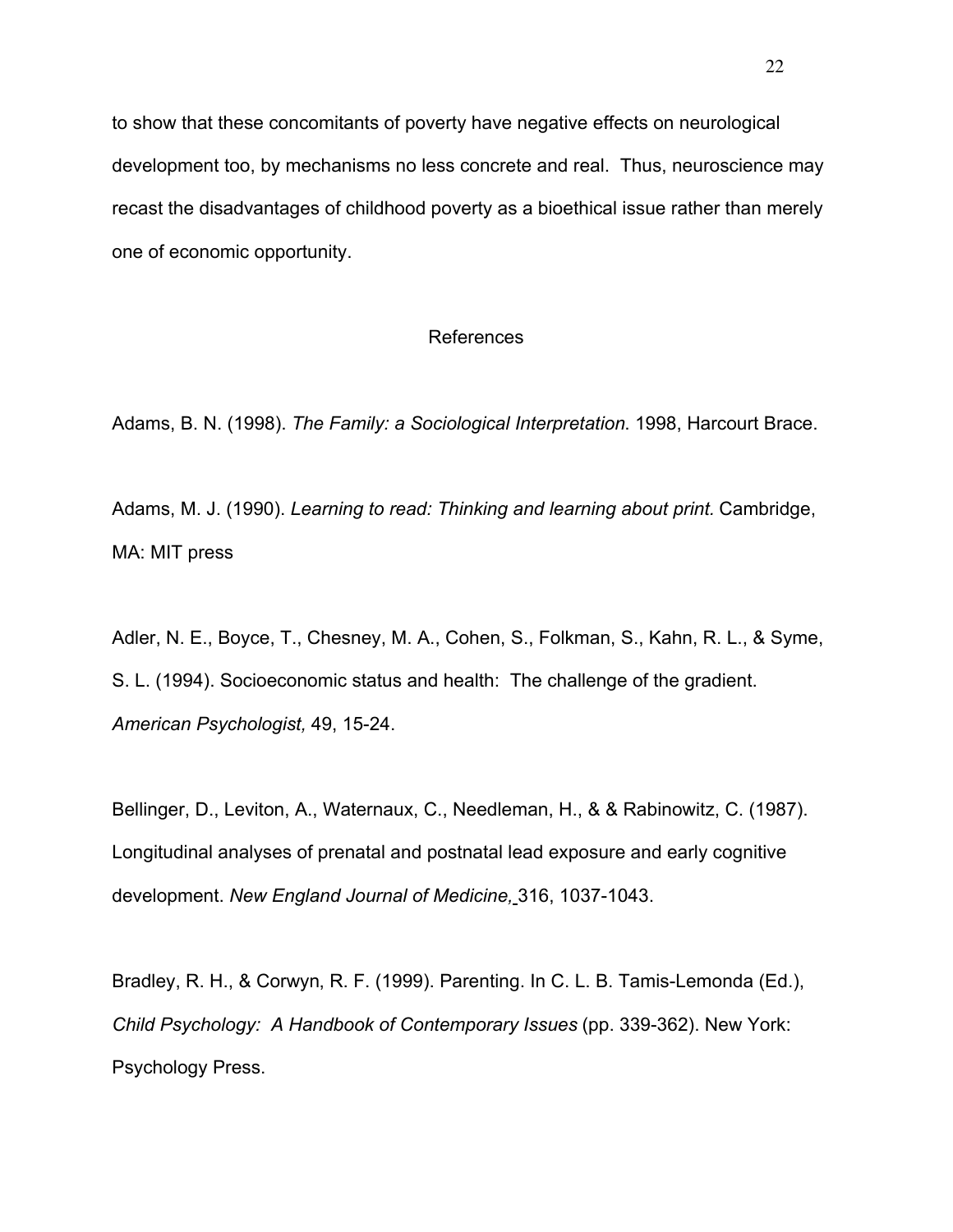to show that these concomitants of poverty have negative effects on neurological development too, by mechanisms no less concrete and real. Thus, neuroscience may recast the disadvantages of childhood poverty as a bioethical issue rather than merely one of economic opportunity.

## References

Adams, B. N. (1998). *The Family: a Sociological Interpretation*. 1998, Harcourt Brace.

Adams, M. J. (1990). *Learning to read: Thinking and learning about print.* Cambridge, MA: MIT press

Adler, N. E., Boyce, T., Chesney, M. A., Cohen, S., Folkman, S., Kahn, R. L., & Syme, S. L. (1994). Socioeconomic status and health: The challenge of the gradient. *American Psychologist,* 49, 15-24.

Bellinger, D., Leviton, A., Waternaux, C., Needleman, H., & & Rabinowitz, C. (1987). Longitudinal analyses of prenatal and postnatal lead exposure and early cognitive development. *New England Journal of Medicine,* 316, 1037-1043.

Bradley, R. H., & Corwyn, R. F. (1999). Parenting. In C. L. B. Tamis-Lemonda (Ed.), *Child Psychology: A Handbook of Contemporary Issues* (pp. 339-362). New York: Psychology Press.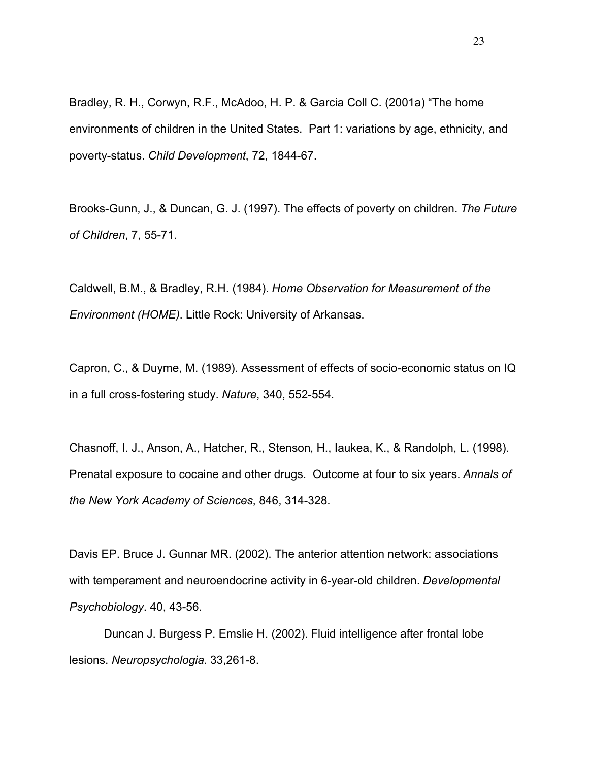Bradley, R. H., Corwyn, R.F., McAdoo, H. P. & Garcia Coll C. (2001a) "The home environments of children in the United States. Part 1: variations by age, ethnicity, and poverty-status. *Child Development*, 72, 1844-67.

Brooks-Gunn, J., & Duncan, G. J. (1997). The effects of poverty on children. *The Future of Children*, 7, 55-71.

Caldwell, B.M., & Bradley, R.H. (1984). *Home Observation for Measurement of the Environment (HOME)*. Little Rock: University of Arkansas.

Capron, C., & Duyme, M. (1989). Assessment of effects of socio-economic status on IQ in a full cross-fostering study. *Nature*, 340, 552-554.

Chasnoff, I. J., Anson, A., Hatcher, R., Stenson, H., Iaukea, K., & Randolph, L. (1998). Prenatal exposure to cocaine and other drugs. Outcome at four to six years. *Annals of the New York Academy of Sciences*, 846, 314-328.

Davis EP. Bruce J. Gunnar MR. (2002). The anterior attention network: associations with temperament and neuroendocrine activity in 6-year-old children. *Developmental Psychobiology*. 40, 43-56.

Duncan J. Burgess P. Emslie H. (2002). Fluid intelligence after frontal lobe lesions. *Neuropsychologia*. 33,261-8.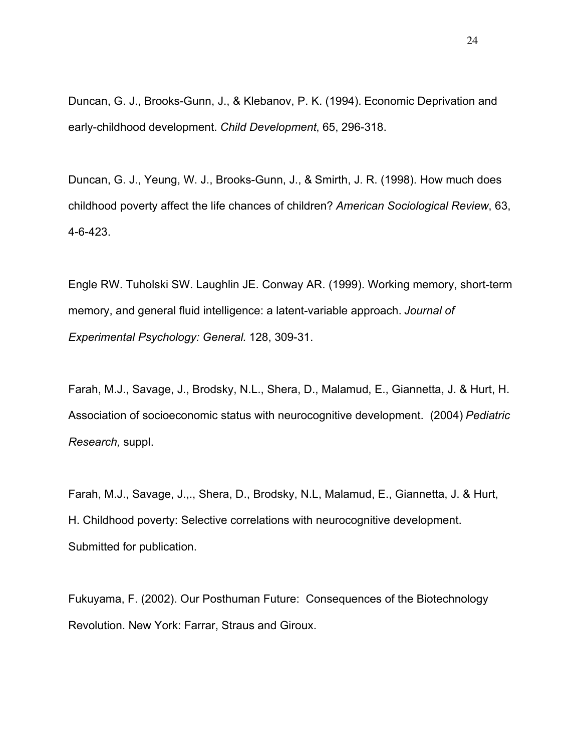Duncan, G. J., Brooks-Gunn, J., & Klebanov, P. K. (1994). Economic Deprivation and early-childhood development. *Child Development*, 65, 296-318.

Duncan, G. J., Yeung, W. J., Brooks-Gunn, J., & Smirth, J. R. (1998). How much does childhood poverty affect the life chances of children? *American Sociological Review*, 63, 4-6-423.

Engle RW. Tuholski SW. Laughlin JE. Conway AR. (1999). Working memory, short-term memory, and general fluid intelligence: a latent-variable approach. *Journal of Experimental Psychology: General.* 128, 309-31.

Farah, M.J., Savage, J., Brodsky, N.L., Shera, D., Malamud, E., Giannetta, J. & Hurt, H. Association of socioeconomic status with neurocognitive development. (2004) *Pediatric Research,* suppl.

Farah, M.J., Savage, J.,., Shera, D., Brodsky, N.L, Malamud, E., Giannetta, J. & Hurt, H. Childhood poverty: Selective correlations with neurocognitive development. Submitted for publication.

Fukuyama, F. (2002). Our Posthuman Future: Consequences of the Biotechnology Revolution. New York: Farrar, Straus and Giroux.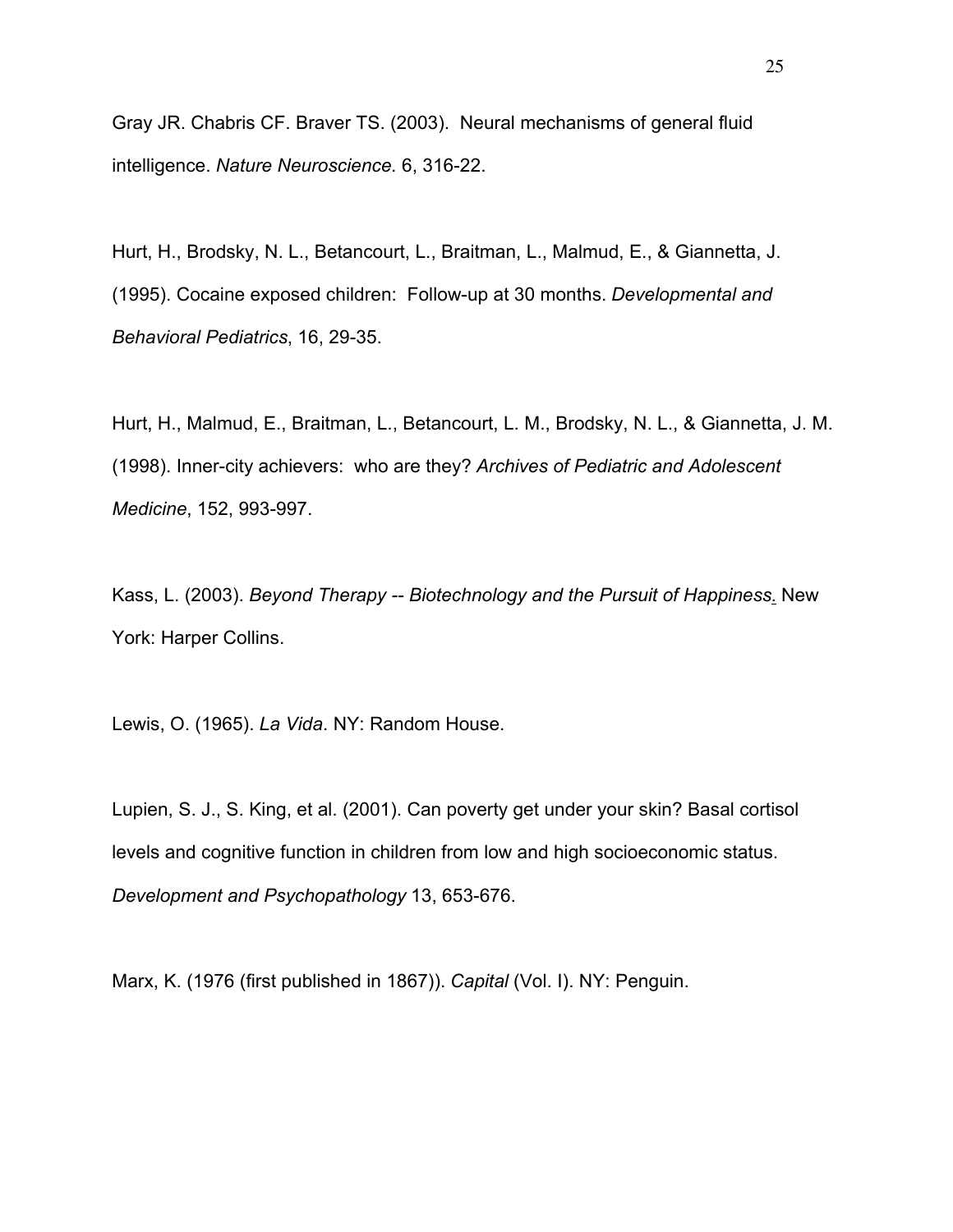Gray JR. Chabris CF. Braver TS. (2003). Neural mechanisms of general fluid intelligence. *Nature Neuroscience*. 6, 316-22.

Hurt, H., Brodsky, N. L., Betancourt, L., Braitman, L., Malmud, E., & Giannetta, J. (1995). Cocaine exposed children: Follow-up at 30 months. *Developmental and Behavioral Pediatrics*, 16, 29-35.

Hurt, H., Malmud, E., Braitman, L., Betancourt, L. M., Brodsky, N. L., & Giannetta, J. M. (1998). Inner-city achievers: who are they? *Archives of Pediatric and Adolescent Medicine*, 152, 993-997.

Kass, L. (2003). *Beyond Therapy -- Biotechnology and the Pursuit of Happiness.* New York: Harper Collins.

Lewis, O. (1965). *La Vida*. NY: Random House.

Lupien, S. J., S. King, et al. (2001). Can poverty get under your skin? Basal cortisol levels and cognitive function in children from low and high socioeconomic status. *Development and Psychopathology* 13, 653-676.

Marx, K. (1976 (first published in 1867)). *Capital* (Vol. I). NY: Penguin.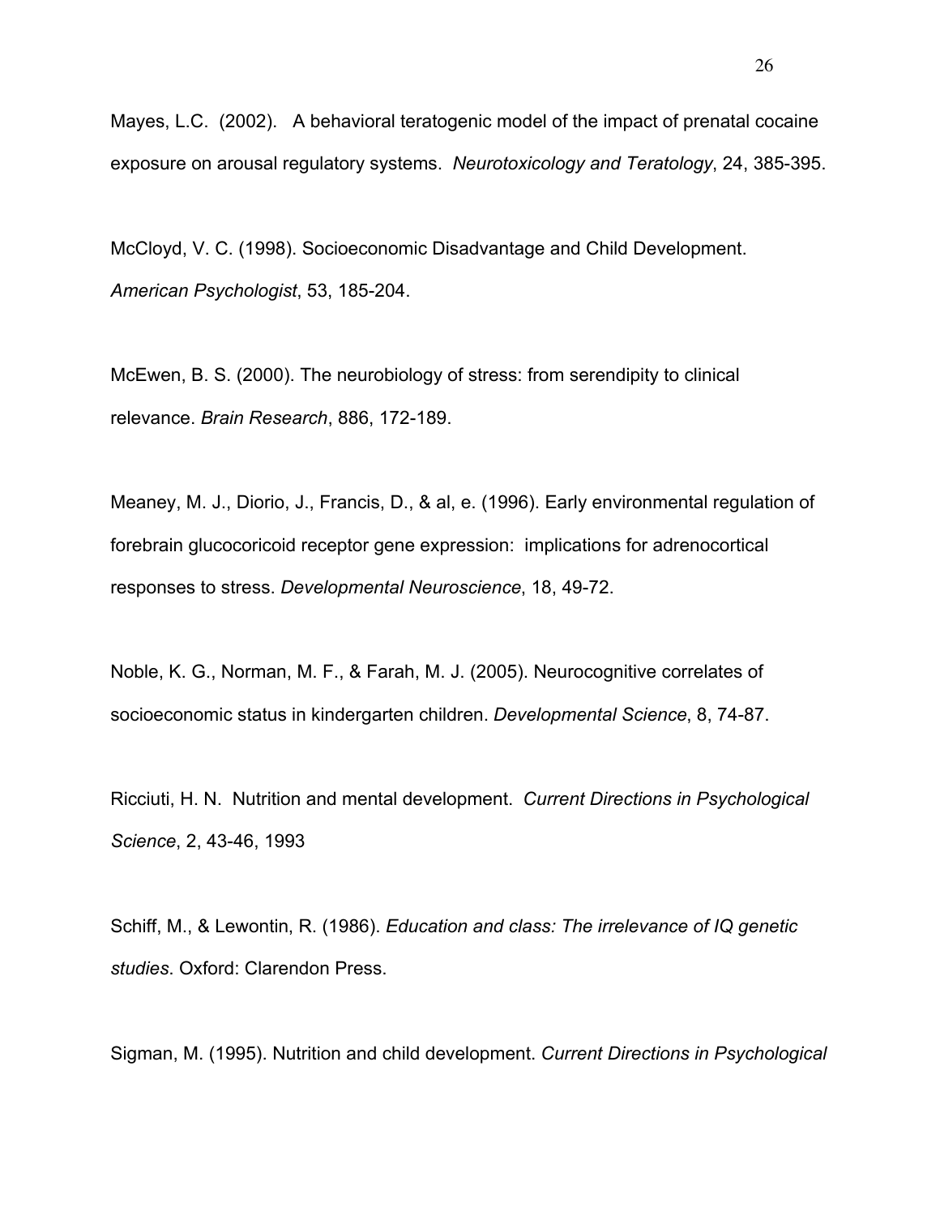Mayes, L.C. (2002). A behavioral teratogenic model of the impact of prenatal cocaine exposure on arousal regulatory systems. *Neurotoxicology and Teratology*, 24, 385-395.

McCloyd, V. C. (1998). Socioeconomic Disadvantage and Child Development. *American Psychologist*, 53, 185-204.

McEwen, B. S. (2000). The neurobiology of stress: from serendipity to clinical relevance. *Brain Research*, 886, 172-189.

Meaney, M. J., Diorio, J., Francis, D., & al, e. (1996). Early environmental regulation of forebrain glucocoricoid receptor gene expression: implications for adrenocortical responses to stress. *Developmental Neuroscience*, 18, 49-72.

Noble, K. G., Norman, M. F., & Farah, M. J. (2005). Neurocognitive correlates of socioeconomic status in kindergarten children. *Developmental Science*, 8, 74-87.

Ricciuti, H. N. Nutrition and mental development. *Current Directions in Psychological Science*, 2, 43-46, 1993

Schiff, M., & Lewontin, R. (1986). *Education and class: The irrelevance of IQ genetic studies.* Oxford: Clarendon Press.

Sigman, M. (1995). Nutrition and child development. *Current Directions in Psychological*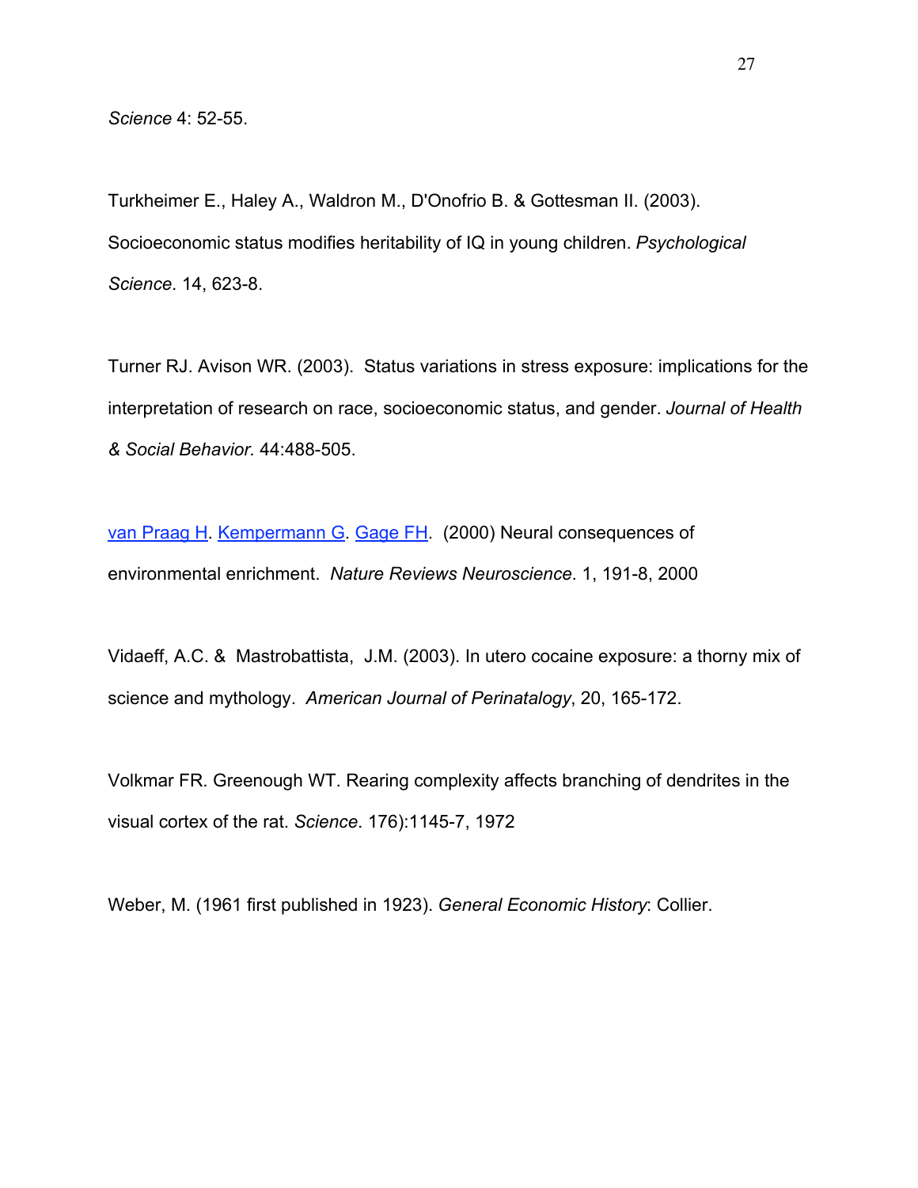*Science* 4: 52-55.

Turkheimer E., Haley A., Waldron M., D'Onofrio B. & Gottesman II. (2003). Socioeconomic status modifies heritability of IQ in young children. *Psychological Science*. 14, 623-8.

Turner RJ. Avison WR. (2003). Status variations in stress exposure: implications for the interpretation of research on race, socioeconomic status, and gender. *Journal of Health & Social Behavior.* 44:488-505.

van Praag H. Kempermann G. Gage FH. (2000) Neural consequences of environmental enrichment. *Nature Reviews Neuroscience*. 1, 191-8, 2000

Vidaeff, A.C. & Mastrobattista, J.M. (2003). In utero cocaine exposure: a thorny mix of science and mythology. *American Journal of Perinatalogy*, 20, 165-172.

Volkmar FR. Greenough WT. Rearing complexity affects branching of dendrites in the visual cortex of the rat. *Science*. 176):1145-7, 1972

Weber, M. (1961 first published in 1923). *General Economic History*: Collier.